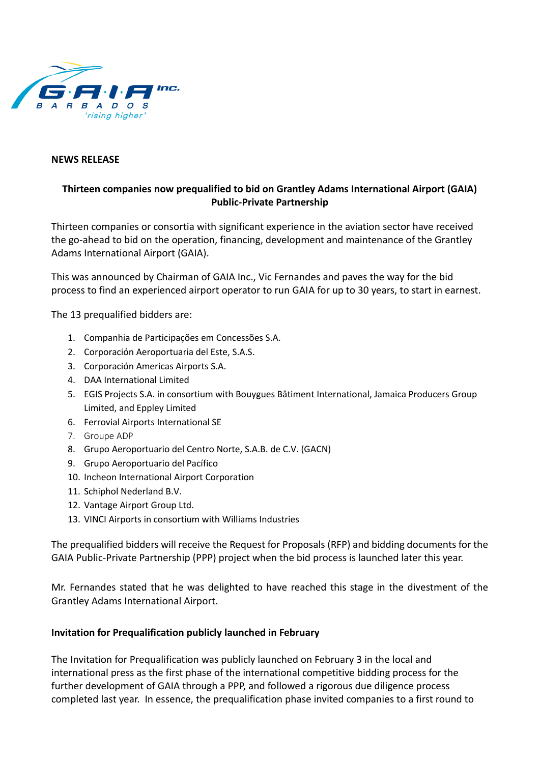**NEWS RELEASE**

**Thirteen companies now prequalified to bid on Grantley Adams International Airport (GAIA) Public-Private Partnership**

Thirteen companies or consortia with significant experience in the aviation sector have received the go-ahead to bid on the operation, financing, development and maintenance of the Grantley Adams International Airport (GAIA).

This was announced by Chairman of GAIA Inc., Vic Fernandes and paves the way for the bid process to find an experienced airport operator to run GAIA for up to 30 years, to start in earnest.

The 13 prequalified bidders are:

1. Companhia de Participações em Concessões S.A.
2. Corporación Aeroportuaria del Este, S.A.S.
3. Corporación Americas Airports S.A.
4. DAA International Limited
5. EGIS Projects S.A. in consortium with Bouygues Bâtiment International, Jamaica Producers Group Limited, and Eppley Limited
6. Ferrovial Airports International SE
7. Groupe ADP
8. Grupo Aeroportuario del Centro Norte, S.A.B. de C.V. (GACN)
9. Grupo Aeroportuario del Pacífico
10. Incheon International Airport Corporation
11. Schiphol Nederland B.V.
12. Vantage Airport Group Ltd.
13. VINCI Airports in consortium with Williams Industries

The prequalified bidders will receive the Request for Proposals (RFP) and bidding documents for the GAIA Public-Private Partnership (PPP) project when the bid process is launched later this year.

Mr. Fernandes stated that he was delighted to have reached this stage in the divestment of the Grantley Adams International Airport.

**Invitation for Prequalification publicly launched in February**

The Invitation for Prequalification was publicly launched on February 3 in the local and international press as the first phase of the international competitive bidding process for the further development of GAIA through a PPP, and followed a rigorous due diligence process completed last year. In essence, the prequalification phase invited companies to a first round to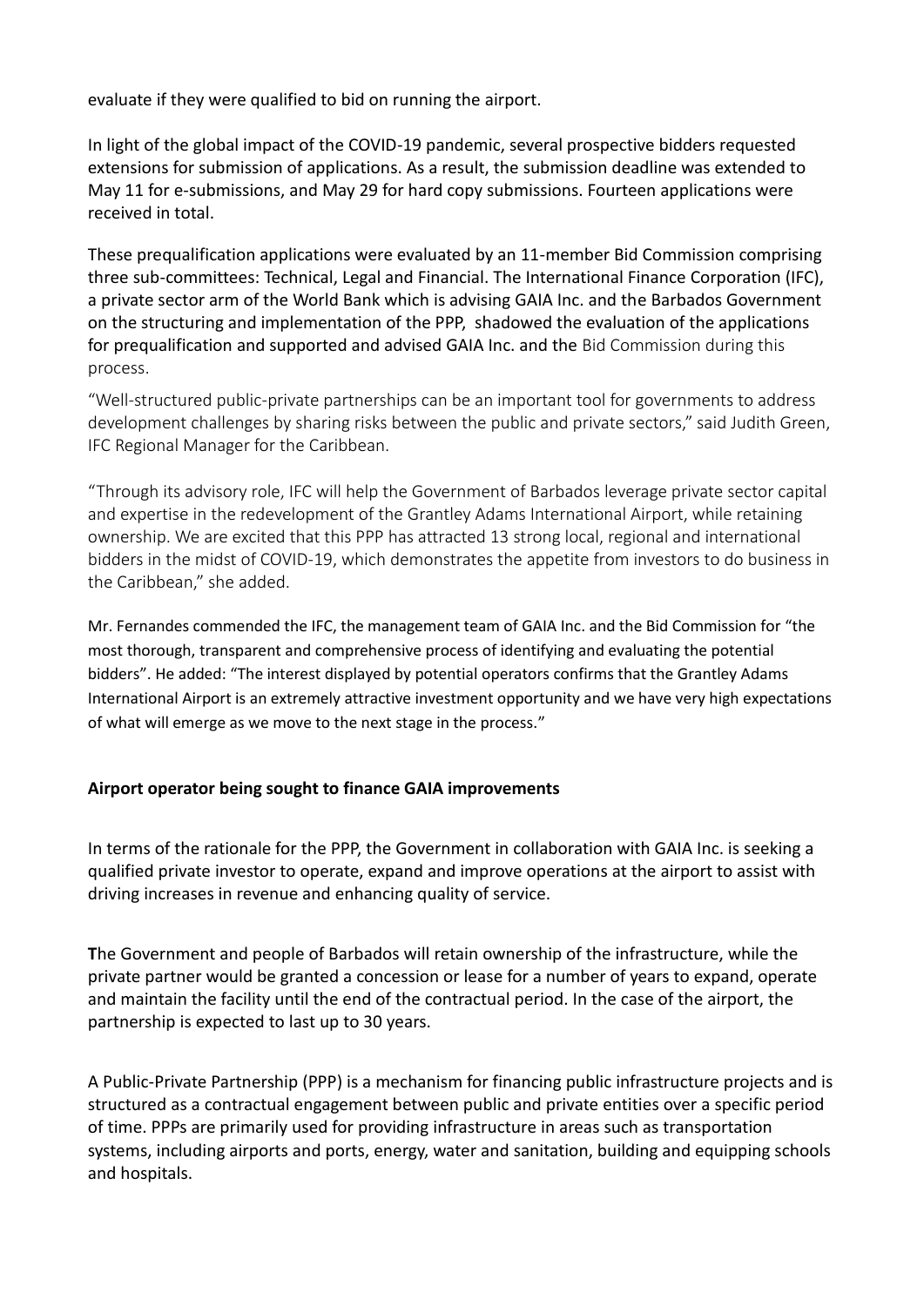evaluate if they were qualified to bid on running the airport.

In light of the global impact of the COVID-19 pandemic, several prospective bidders requested extensions for submission of applications. As a result, the submission deadline was extended to May 11 for e-submissions, and May 29 for hard copy submissions. Fourteen applications were received in total.

These prequalification applications were evaluated by an 11-member Bid Commission comprising three sub-committees: Technical, Legal and Financial. The International Finance Corporation (IFC), a private sector arm of the World Bank which is advising GAIA Inc. and the Barbados Government on the structuring and implementation of the PPP, shadowed the evaluation of the applications for prequalification and supported and advised GAIA Inc. and the Bid Commission during this process.

"Well-structured public-private partnerships can be an important tool for governments to address development challenges by sharing risks between the public and private sectors," said Judith Green, IFC Regional Manager for the Caribbean.

"Through its advisory role, IFC will help the Government of Barbados leverage private sector capital and expertise in the redevelopment of the Grantley Adams International Airport, while retaining ownership. We are excited that this PPP has attracted 13 strong local, regional and international bidders in the midst of COVID-19, which demonstrates the appetite from investors to do business in the Caribbean," she added.

Mr. Fernandes commended the IFC, the management team of GAIA Inc. and the Bid Commission for "the most thorough, transparent and comprehensive process of identifying and evaluating the potential bidders". He added: "The interest displayed by potential operators confirms that the Grantley Adams International Airport is an extremely attractive investment opportunity and we have very high expectations of what will emerge as we move to the next stage in the process."

**Airport operator being sought to finance GAIA improvements**

In terms of the rationale for the PPP, the Government in collaboration with GAIA Inc. is seeking a qualified private investor to operate, expand and improve operations at the airport to assist with driving increases in revenue and enhancing quality of service.

The Government and people of Barbados will retain ownership of the infrastructure, while the private partner would be granted a concession or lease for a number of years to expand, operate and maintain the facility until the end of the contractual period. In the case of the airport, the partnership is expected to last up to 30 years.

A Public-Private Partnership (PPP) is a mechanism for financing public infrastructure projects and is structured as a contractual engagement between public and private entities over a specific period of time. PPPs are primarily used for providing infrastructure in areas such as transportation systems, including airports and ports, energy, water and sanitation, building and equipping schools and hospitals.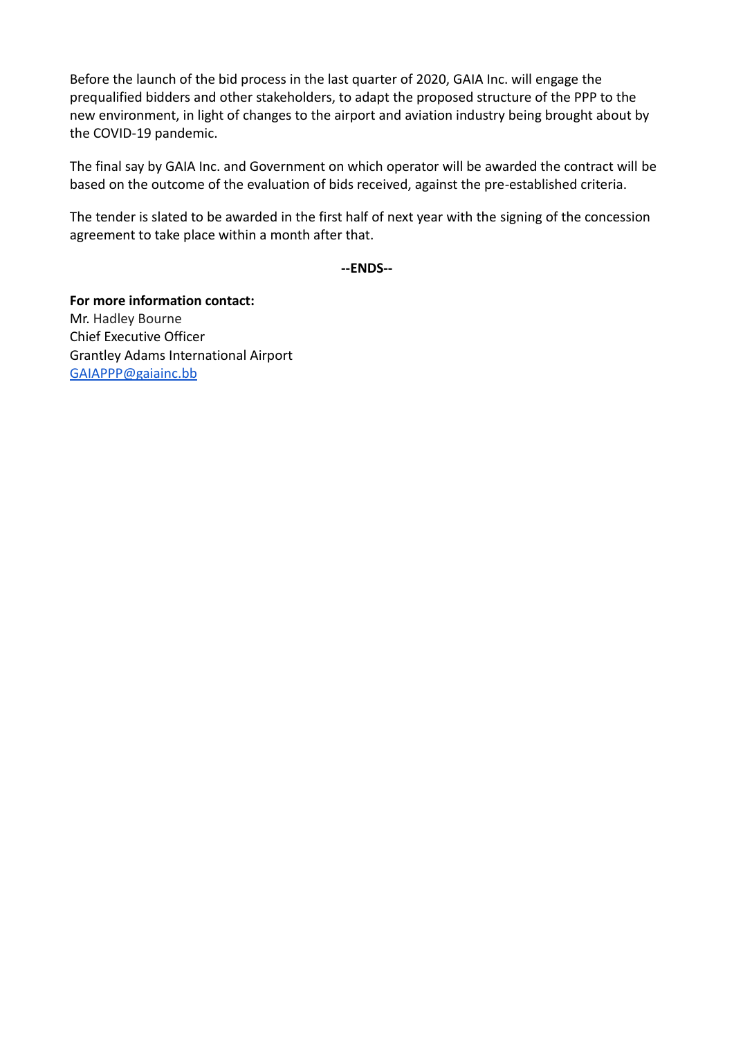Before the launch of the bid process in the last quarter of 2020, GAIA Inc. will engage the prequalified bidders and other stakeholders, to adapt the proposed structure of the PPP to the new environment, in light of changes to the airport and aviation industry being brought about by the COVID-19 pandemic.

The final say by GAIA Inc. and Government on which operator will be awarded the contract will be based on the outcome of the evaluation of bids received, against the pre-established criteria.

The tender is slated to be awarded in the first half of next year with the signing of the concession agreement to take place within a month after that.

**--ENDS--**

**For more information contact:**
Mr. Hadley Bourne
Chief Executive Officer
Grantley Adams International Airport
GAIAPPP@gaiainc.bb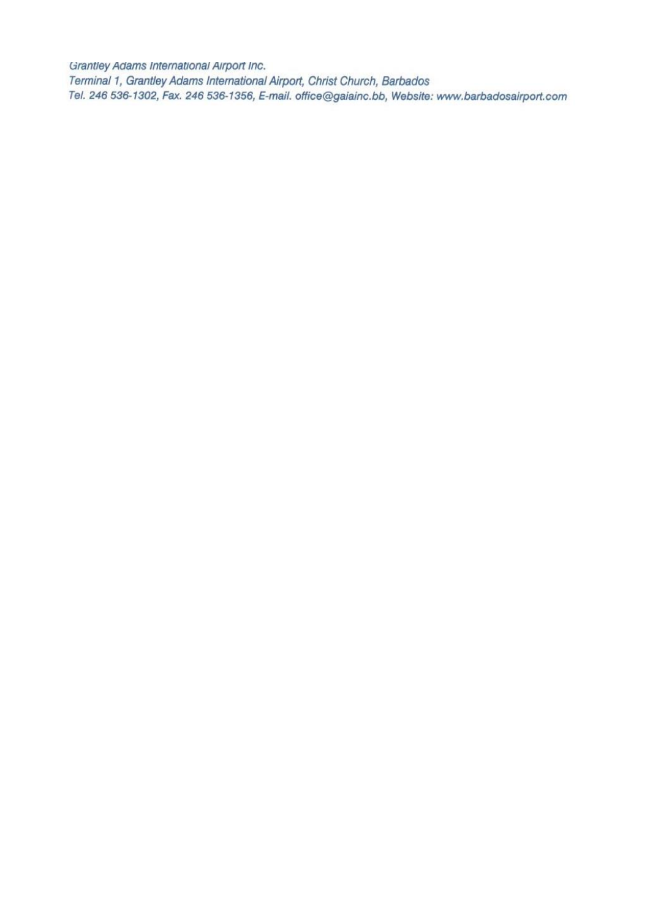*Grantley Adams International Airport Inc.*
*Terminal 1, Grantley Adams International Airport, Christ Church, Barbados*
*Tel. 246 536-1302, Fax. 246 536-1356, E-mail. office@gaiainc.bb, Website: www.barbadosairport.com*